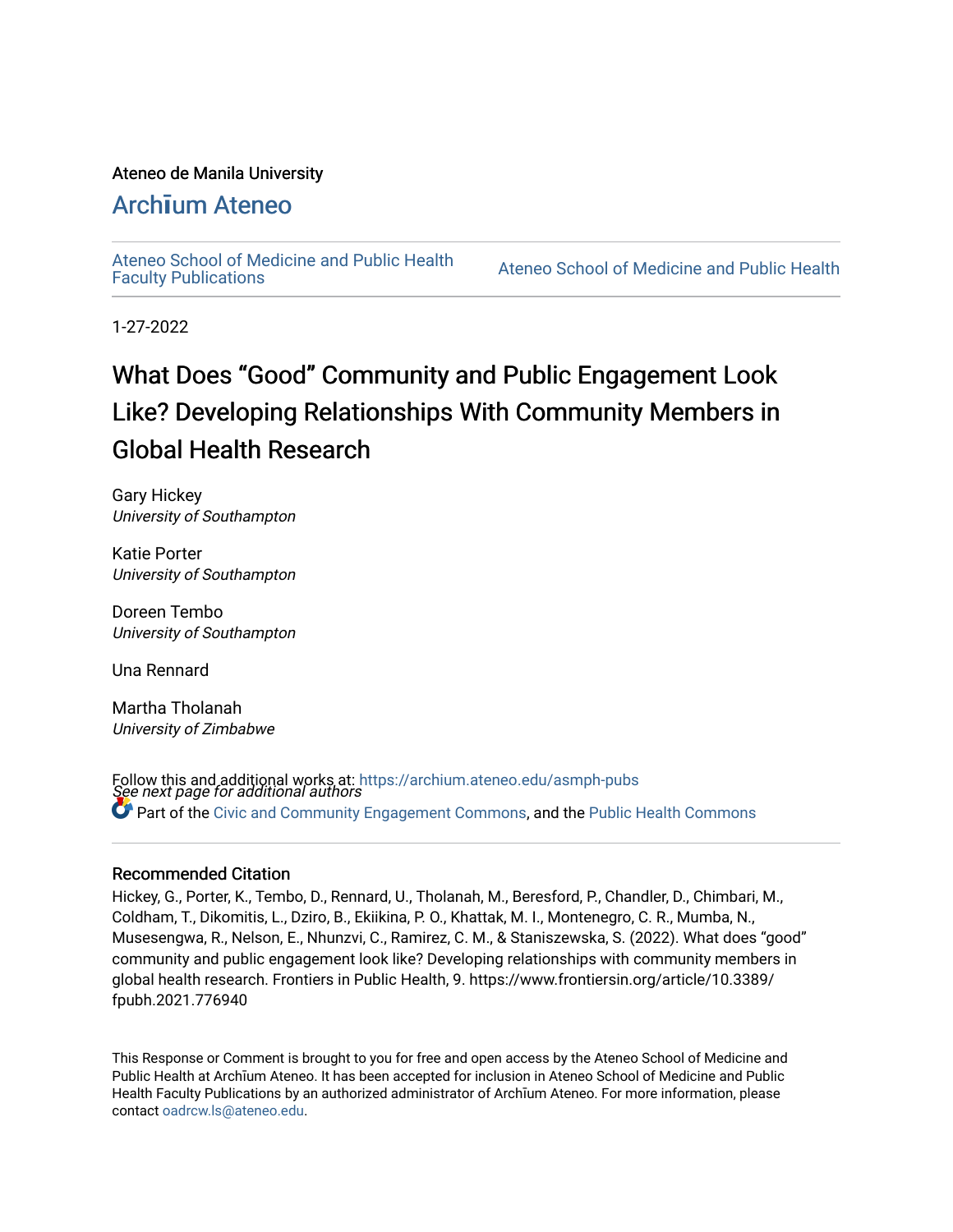Ateneo de Manila University

# Archīum Ateneo

Ateneo School of Medicine and Public Health Faculty Publications

Ateneo School of Medicine and Public Health

1-27-2022

# What Does "Good" Community and Public Engagement Look Like? Developing Relationships With Community Members in Global Health Research

Gary Hickey
*University of Southampton*

Katie Porter
*University of Southampton*

Doreen Tembo
*University of Southampton*

Una Rennard

Martha Tholanah
*University of Zimbabwe*

*See next page for additional authors*

Follow this and additional works at: https://archium.ateneo.edu/asmph-pubs

Part of the Civic and Community Engagement Commons, and the Public Health Commons

## Recommended Citation

Hickey, G., Porter, K., Tembo, D., Rennard, U., Tholanah, M., Beresford, P., Chandler, D., Chimbari, M., Coldham, T., Dikomitis, L., Dziro, B., Ekiikina, P. O., Khattak, M. I., Montenegro, C. R., Mumba, N., Musesengwa, R., Nelson, E., Nhunzvi, C., Ramirez, C. M., & Staniszewska, S. (2022). What does "good" community and public engagement look like? Developing relationships with community members in global health research. Frontiers in Public Health, 9. https://www.frontiersin.org/article/10.3389/fpubh.2021.776940

This Response or Comment is brought to you for free and open access by the Ateneo School of Medicine and Public Health at Archīum Ateneo. It has been accepted for inclusion in Ateneo School of Medicine and Public Health Faculty Publications by an authorized administrator of Archīum Ateneo. For more information, please contact oadrcw.ls@ateneo.edu.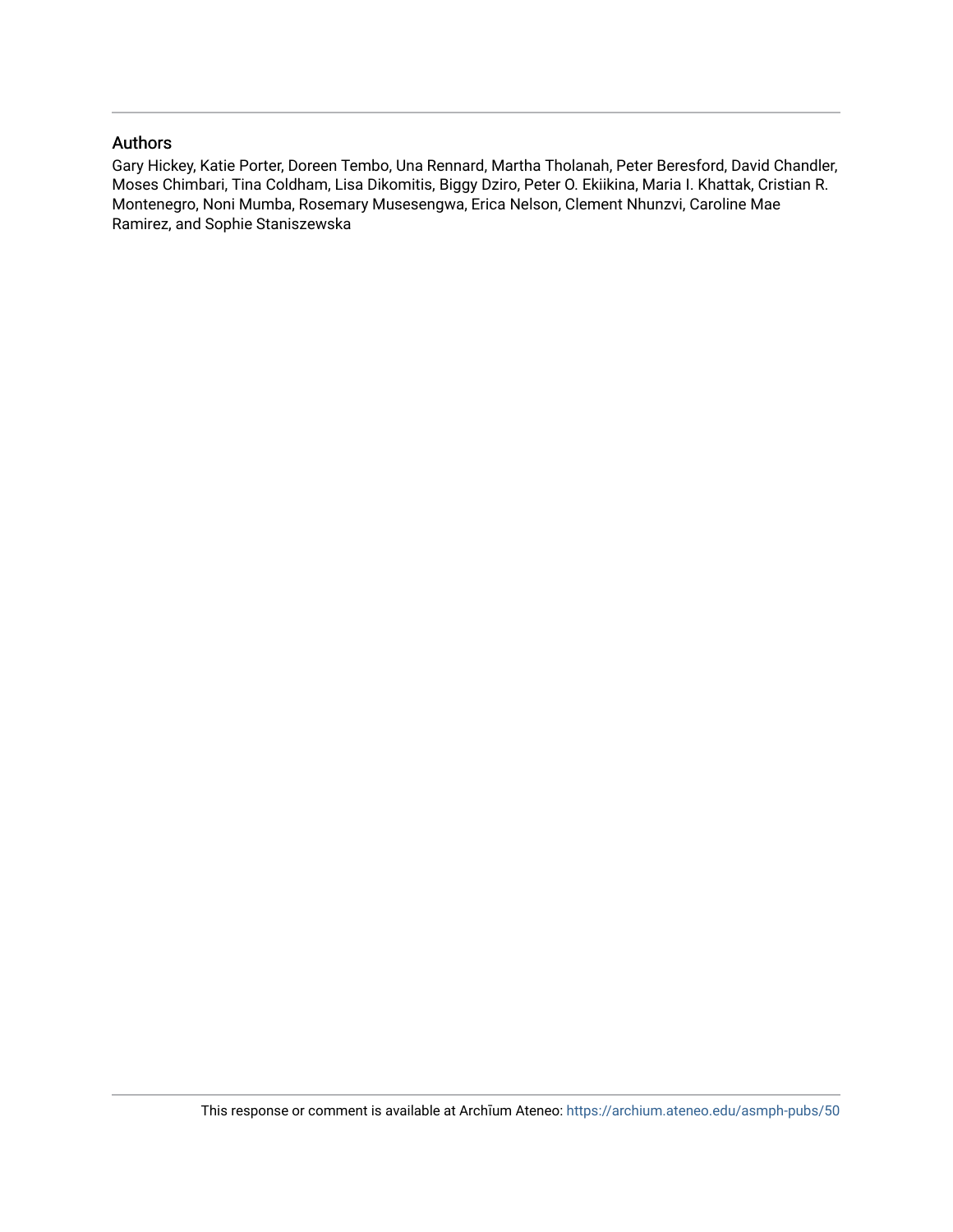## Authors

Gary Hickey, Katie Porter, Doreen Tembo, Una Rennard, Martha Tholanah, Peter Beresford, David Chandler, Moses Chimbari, Tina Coldham, Lisa Dikomitis, Biggy Dziro, Peter O. Ekiikina, Maria I. Khattak, Cristian R. Montenegro, Noni Mumba, Rosemary Musesengwa, Erica Nelson, Clement Nhunzvi, Caroline Mae Ramirez, and Sophie Staniszewska

This response or comment is available at Archīum Ateneo: https://archium.ateneo.edu/asmph-pubs/50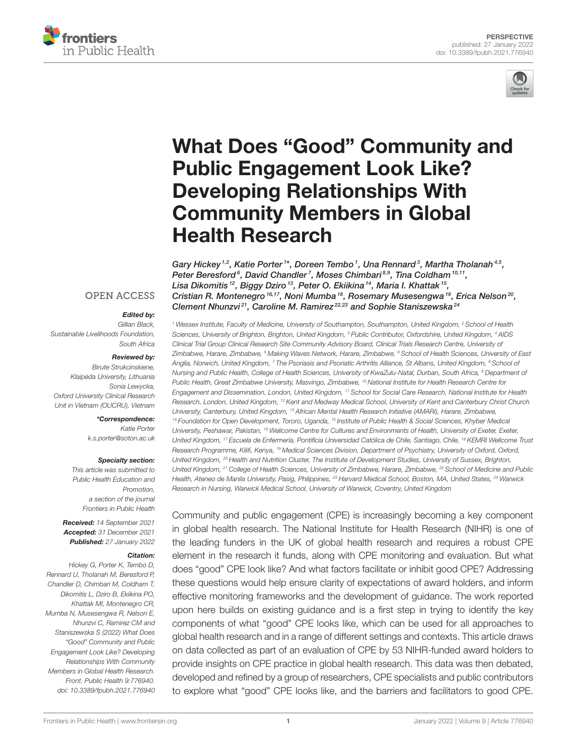PERSPECTIVE

published: 27 January 2022

doi: 10.3389/fpubh.2021.776940

# What Does "Good" Community and Public Engagement Look Like? Developing Relationships With Community Members in Global Health Research

Gary Hickey[1,2], Katie Porter[1]*, Doreen Tembo[1], Una Rennard[3], Martha Tholanah[4,5], Peter Beresford[6], David Chandler[7], Moses Chimbari[8,9], Tina Coldham[10,11], Lisa Dikomitis[12], Biggy Dziro[13], Peter O. Ekiikina[14], Maria I. Khattak[15], Cristian R. Montenegro[16,17], Noni Mumba[18], Rosemary Musesengwa[19], Erica Nelson[20], Clement Nhunzvi[21], Caroline M. Ramirez[22,23] and Sophie Staniszewska[24]

[1] Wessex Institute, Faculty of Medicine, University of Southampton, Southampton, United Kingdom, [2] School of Health Sciences, University of Brighton, Brighton, United Kingdom, [3] Public Contributor, Oxfordshire, United Kingdom, [4] AIDS Clinical Trial Group Clinical Research Site Community Advisory Board, Clinical Trials Research Centre, University of Zimbabwe, Harare, Zimbabwe, [5] Making Waves Network, Harare, Zimbabwe, [6] School of Health Sciences, University of East Anglia, Norwich, United Kingdom, [7] The Psoriasis and Psoriatic Arthritis Alliance, St Albans, United Kingdom, [8] School of Nursing and Public Health, College of Health Sciences, University of KwaZulu-Natal, Durban, South Africa, [9] Department of Public Health, Great Zimbabwe University, Masvingo, Zimbabwe, [10] National Institute for Health Research Centre for Engagement and Dissemination, London, United Kingdom, [11] School for Social Care Research, National Institute for Health Research, London, United Kingdom, [12] Kent and Medway Medical School, University of Kent and Canterbury Christ Church University, Canterbury, United Kingdom, [13] African Mental Health Research Initiative (AMARI), Harare, Zimbabwe, [14] Foundation for Open Development, Tororo, Uganda, [15] Institute of Public Health & Social Sciences, Khyber Medical University, Peshawar, Pakistan, [16] Wellcome Centre for Cultures and Environments of Health, University of Exeter, Exeter, United Kingdom, [17] Escuela de Enfermería, Pontificia Universidad Católica de Chile, Santiago, Chile, [18] KEMRI Wellcome Trust Research Programme, Kilifi, Kenya, [19] Medical Sciences Division, Department of Psychiatry, University of Oxford, Oxford, United Kingdom, [20] Health and Nutrition Cluster, The Institute of Development Studies, University of Sussex, Brighton, United Kingdom, [21] College of Health Sciences, University of Zimbabwe, Harare, Zimbabwe, [22] School of Medicine and Public Health, Ateneo de Manila University, Pasig, Philippines, [23] Harvard Medical School, Boston, MA, United States, [24] Warwick Research in Nursing, Warwick Medical School, University of Warwick, Coventry, United Kingdom

OPEN ACCESS

**Edited by:**
Gillian Black,
Sustainable Livelihoods Foundation,
South Africa

**Reviewed by:**
Birute Strukcinskiene,
Klaipėda University, Lithuania
Sonia Lewycka,
Oxford University Clinical Research
Unit in Vietnam (OUCRU), Vietnam

***Correspondence:**
Katie Porter
k.s.porter@soton.ac.uk

**Specialty section:**
This article was submitted to
Public Health Education and
Promotion,
a section of the journal
Frontiers in Public Health

**Received:** 14 September 2021
**Accepted:** 31 December 2021
**Published:** 27 January 2022

**Citation:**
Hickey G, Porter K, Tembo D, Rennard U, Tholanah M, Beresford P, Chandler D, Chimbari M, Coldham T, Dikomitis L, Dziro B, Ekiikina PO, Khattak MI, Montenegro CR, Mumba N, Musesengwa R, Nelson E, Nhunzvi C, Ramirez CM and Staniszewska S (2022) What Does "Good" Community and Public Engagement Look Like? Developing Relationships With Community Members in Global Health Research. Front. Public Health 9:776940. doi: 10.3389/fpubh.2021.776940

Community and public engagement (CPE) is increasingly becoming a key component in global health research. The National Institute for Health Research (NIHR) is one of the leading funders in the UK of global health research and requires a robust CPE element in the research it funds, along with CPE monitoring and evaluation. But what does "good" CPE look like? And what factors facilitate or inhibit good CPE? Addressing these questions would help ensure clarity of expectations of award holders, and inform effective monitoring frameworks and the development of guidance. The work reported upon here builds on existing guidance and is a first step in trying to identify the key components of what "good" CPE looks like, which can be used for all approaches to global health research and in a range of different settings and contexts. This article draws on data collected as part of an evaluation of CPE by 53 NIHR-funded award holders to provide insights on CPE practice in global health research. This data was then debated, developed and refined by a group of researchers, CPE specialists and public contributors to explore what "good" CPE looks like, and the barriers and facilitators to good CPE.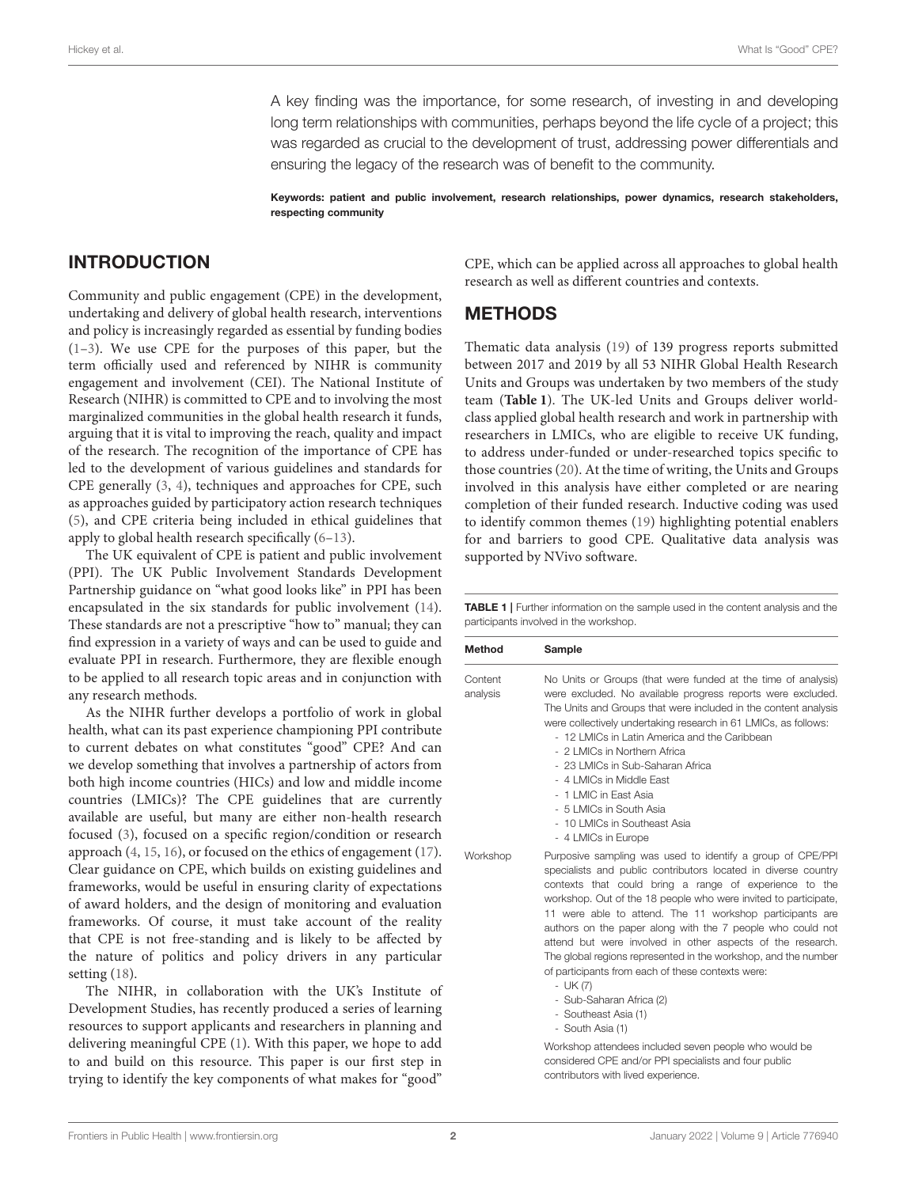A key finding was the importance, for some research, of investing in and developing long term relationships with communities, perhaps beyond the life cycle of a project; this was regarded as crucial to the development of trust, addressing power differentials and ensuring the legacy of the research was of benefit to the community.

**Keywords: patient and public involvement, research relationships, power dynamics, research stakeholders, respecting community**

## INTRODUCTION

Community and public engagement (CPE) in the development, undertaking and delivery of global health research, interventions and policy is increasingly regarded as essential by funding bodies (1–3). We use CPE for the purposes of this paper, but the term officially used and referenced by NIHR is community engagement and involvement (CEI). The National Institute of Research (NIHR) is committed to CPE and to involving the most marginalized communities in the global health research it funds, arguing that it is vital to improving the reach, quality and impact of the research. The recognition of the importance of CPE has led to the development of various guidelines and standards for CPE generally (3, 4), techniques and approaches for CPE, such as approaches guided by participatory action research techniques (5), and CPE criteria being included in ethical guidelines that apply to global health research specifically (6–13).

The UK equivalent of CPE is patient and public involvement (PPI). The UK Public Involvement Standards Development Partnership guidance on "what good looks like" in PPI has been encapsulated in the six standards for public involvement (14). These standards are not a prescriptive "how to" manual; they can find expression in a variety of ways and can be used to guide and evaluate PPI in research. Furthermore, they are flexible enough to be applied to all research topic areas and in conjunction with any research methods.

As the NIHR further develops a portfolio of work in global health, what can its past experience championing PPI contribute to current debates on what constitutes "good" CPE? And can we develop something that involves a partnership of actors from both high income countries (HICs) and low and middle income countries (LMICs)? The CPE guidelines that are currently available are useful, but many are either non-health research focused (3), focused on a specific region/condition or research approach (4, 15, 16), or focused on the ethics of engagement (17). Clear guidance on CPE, which builds on existing guidelines and frameworks, would be useful in ensuring clarity of expectations of award holders, and the design of monitoring and evaluation frameworks. Of course, it must take account of the reality that CPE is not free-standing and is likely to be affected by the nature of politics and policy drivers in any particular setting (18).

The NIHR, in collaboration with the UK's Institute of Development Studies, has recently produced a series of learning resources to support applicants and researchers in planning and delivering meaningful CPE (1). With this paper, we hope to add to and build on this resource. This paper is our first step in trying to identify the key components of what makes for "good" CPE, which can be applied across all approaches to global health research as well as different countries and contexts.

## METHODS

Thematic data analysis (19) of 139 progress reports submitted between 2017 and 2019 by all 53 NIHR Global Health Research Units and Groups was undertaken by two members of the study team (**Table 1**). The UK-led Units and Groups deliver world-class applied global health research and work in partnership with researchers in LMICs, who are eligible to receive UK funding, to address under-funded or under-researched topics specific to those countries (20). At the time of writing, the Units and Groups involved in this analysis have either completed or are nearing completion of their funded research. Inductive coding was used to identify common themes (19) highlighting potential enablers for and barriers to good CPE. Qualitative data analysis was supported by NVivo software.

**TABLE 1** | Further information on the sample used in the content analysis and the participants involved in the workshop.

| Method | Sample |
|---|---|
| Content analysis | No Units or Groups (that were funded at the time of analysis) were excluded. No available progress reports were excluded. The Units and Groups that were included in the content analysis were collectively undertaking research in 61 LMICs, as follows:<br>- 12 LMICs in Latin America and the Caribbean<br>- 2 LMICs in Northern Africa<br>- 23 LMICs in Sub-Saharan Africa<br>- 4 LMICs in Middle East<br>- 1 LMIC in East Asia<br>- 5 LMICs in South Asia<br>- 10 LMICs in Southeast Asia<br>- 4 LMICs in Europe |
| Workshop | Purposive sampling was used to identify a group of CPE/PPI specialists and public contributors located in diverse country contexts that could bring a range of experience to the workshop. Out of the 18 people who were invited to participate, 11 were able to attend. The 11 workshop participants are authors on the paper along with the 7 people who could not attend but were involved in other aspects of the research. The global regions represented in the workshop, and the number of participants from each of these contexts were:<br>- UK (7)<br>- Sub-Saharan Africa (2)<br>- Southeast Asia (1)<br>- South Asia (1)<br>Workshop attendees included seven people who would be considered CPE and/or PPI specialists and four public contributors with lived experience. |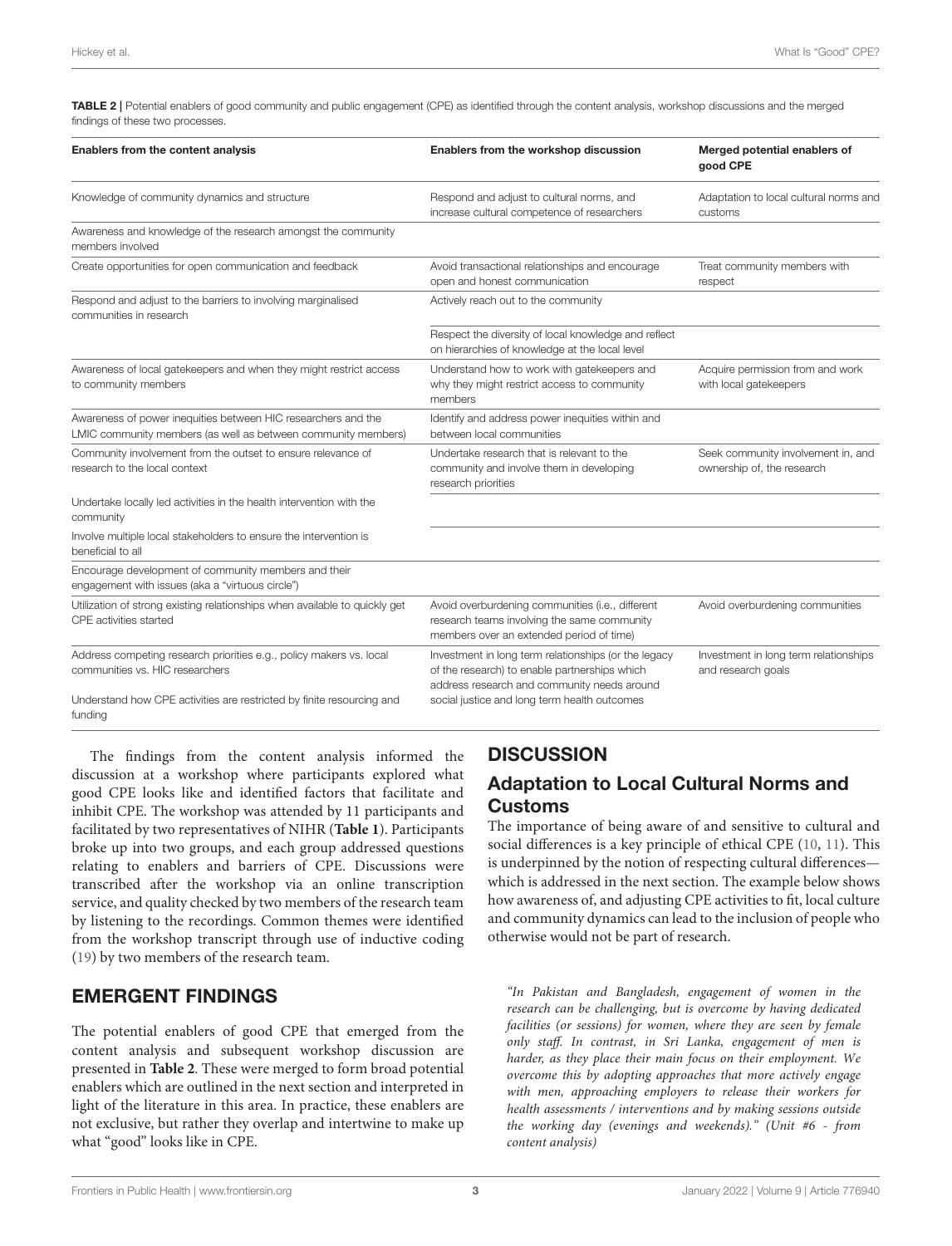**TABLE 2 |** Potential enablers of good community and public engagement (CPE) as identified through the content analysis, workshop discussions and the merged findings of these two processes.

| Enablers from the content analysis | Enablers from the workshop discussion | Merged potential enablers of good CPE |
|---|---|---|
| Knowledge of community dynamics and structure | Respond and adjust to cultural norms, and increase cultural competence of researchers | Adaptation to local cultural norms and customs |
| Awareness and knowledge of the research amongst the community members involved | | |
| Create opportunities for open communication and feedback | Avoid transactional relationships and encourage open and honest communication | Treat community members with respect |
| Respond and adjust to the barriers to involving marginalised communities in research | Actively reach out to the community | |
| | Respect the diversity of local knowledge and reflect on hierarchies of knowledge at the local level | |
| Awareness of local gatekeepers and when they might restrict access to community members | Understand how to work with gatekeepers and why they might restrict access to community members | Acquire permission from and work with local gatekeepers |
| Awareness of power inequities between HIC researchers and the LMIC community members (as well as between community members) | Identify and address power inequities within and between local communities | |
| Community involvement from the outset to ensure relevance of research to the local context | Undertake research that is relevant to the community and involve them in developing research priorities | Seek community involvement in, and ownership of, the research |
| Undertake locally led activities in the health intervention with the community | | |
| Involve multiple local stakeholders to ensure the intervention is beneficial to all | | |
| Encourage development of community members and their engagement with issues (aka a "virtuous circle") | | |
| Utilization of strong existing relationships when available to quickly get CPE activities started | Avoid overburdening communities (i.e., different research teams involving the same community members over an extended period of time) | Avoid overburdening communities |
| Address competing research priorities e.g., policy makers vs. local communities vs. HIC researchers | Investment in long term relationships (or the legacy of the research) to enable partnerships which address research and community needs around social justice and long term health outcomes | Investment in long term relationships and research goals |
| Understand how CPE activities are restricted by finite resourcing and funding | | |

The findings from the content analysis informed the discussion at a workshop where participants explored what good CPE looks like and identified factors that facilitate and inhibit CPE. The workshop was attended by 11 participants and facilitated by two representatives of NIHR (**Table 1**). Participants broke up into two groups, and each group addressed questions relating to enablers and barriers of CPE. Discussions were transcribed after the workshop via an online transcription service, and quality checked by two members of the research team by listening to the recordings. Common themes were identified from the workshop transcript through use of inductive coding (19) by two members of the research team.

## EMERGENT FINDINGS

The potential enablers of good CPE that emerged from the content analysis and subsequent workshop discussion are presented in **Table 2**. These were merged to form broad potential enablers which are outlined in the next section and interpreted in light of the literature in this area. In practice, these enablers are not exclusive, but rather they overlap and intertwine to make up what "good" looks like in CPE.

## DISCUSSION

### Adaptation to Local Cultural Norms and Customs

The importance of being aware of and sensitive to cultural and social differences is a key principle of ethical CPE (10, 11). This is underpinned by the notion of respecting cultural differences—which is addressed in the next section. The example below shows how awareness of, and adjusting CPE activities to fit, local culture and community dynamics can lead to the inclusion of people who otherwise would not be part of research.

> *"In Pakistan and Bangladesh, engagement of women in the research can be challenging, but is overcome by having dedicated facilities (or sessions) for women, where they are seen by female only staff. In contrast, in Sri Lanka, engagement of men is harder, as they place their main focus on their employment. We overcome this by adopting approaches that more actively engage with men, approaching employers to release their workers for health assessments / interventions and by making sessions outside the working day (evenings and weekends)." (Unit #6 - from content analysis)*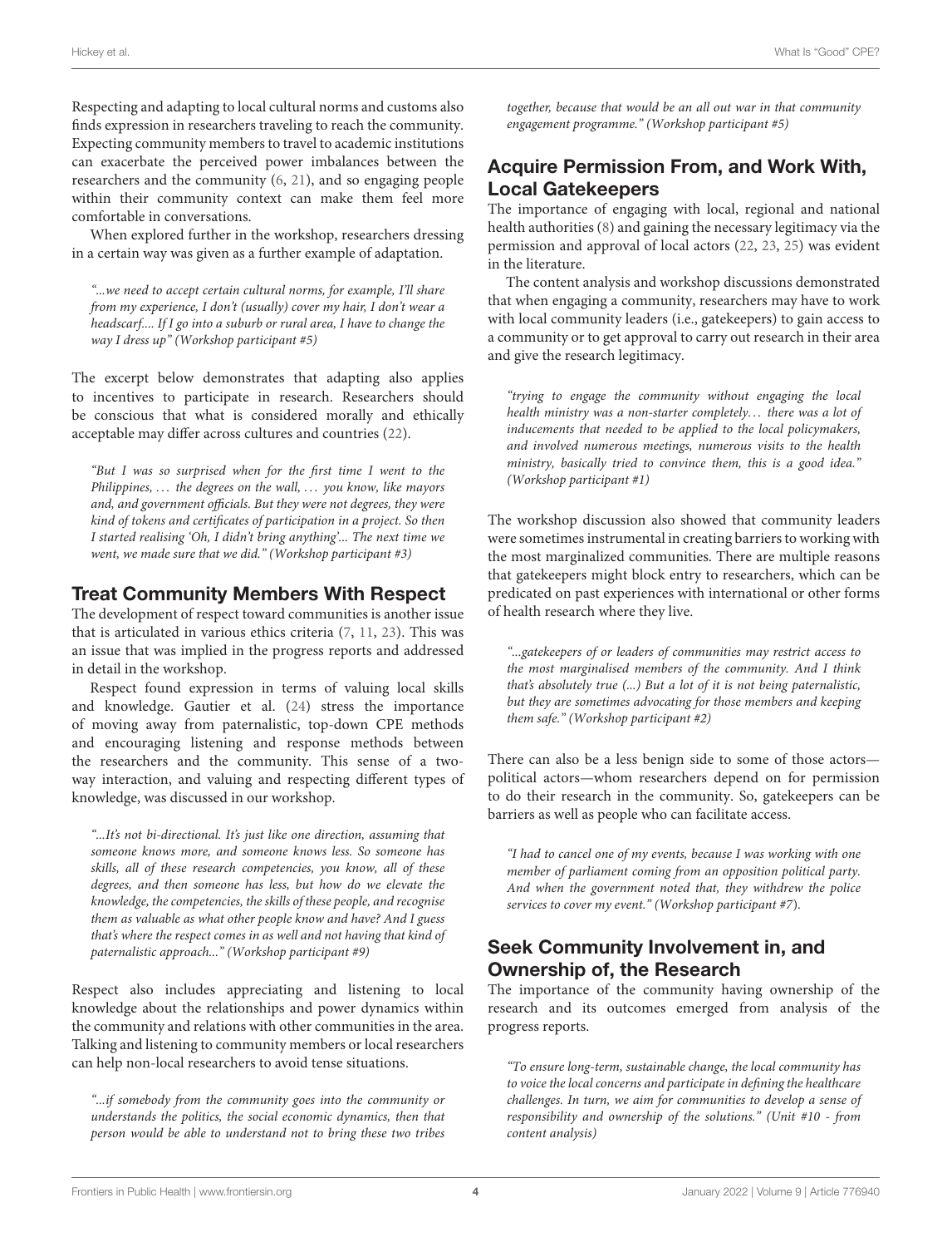Respecting and adapting to local cultural norms and customs also finds expression in researchers traveling to reach the community. Expecting community members to travel to academic institutions can exacerbate the perceived power imbalances between the researchers and the community (6, 21), and so engaging people within their community context can make them feel more comfortable in conversations.

When explored further in the workshop, researchers dressing in a certain way was given as a further example of adaptation.

> *"...we need to accept certain cultural norms, for example, I'll share from my experience, I don't (usually) cover my hair, I don't wear a headscarf.... If I go into a suburb or rural area, I have to change the way I dress up" (Workshop participant #5)*

The excerpt below demonstrates that adapting also applies to incentives to participate in research. Researchers should be conscious that what is considered morally and ethically acceptable may differ across cultures and countries (22).

> *"But I was so surprised when for the first time I went to the Philippines, ... the degrees on the wall, ... you know, like mayors and, and government officials. But they were not degrees, they were kind of tokens and certificates of participation in a project. So then I started realising 'Oh, I didn't bring anything'... The next time we went, we made sure that we did." (Workshop participant #3)*

## Treat Community Members With Respect

The development of respect toward communities is another issue that is articulated in various ethics criteria (7, 11, 23). This was an issue that was implied in the progress reports and addressed in detail in the workshop.

Respect found expression in terms of valuing local skills and knowledge. Gautier et al. (24) stress the importance of moving away from paternalistic, top-down CPE methods and encouraging listening and response methods between the researchers and the community. This sense of a two-way interaction, and valuing and respecting different types of knowledge, was discussed in our workshop.

> *"...It's not bi-directional. It's just like one direction, assuming that someone knows more, and someone knows less. So someone has skills, all of these research competencies, you know, all of these degrees, and then someone has less, but how do we elevate the knowledge, the competencies, the skills of these people, and recognise them as valuable as what other people know and have? And I guess that's where the respect comes in as well and not having that kind of paternalistic approach..." (Workshop participant #9)*

Respect also includes appreciating and listening to local knowledge about the relationships and power dynamics within the community and relations with other communities in the area. Talking and listening to community members or local researchers can help non-local researchers to avoid tense situations.

> *"...if somebody from the community goes into the community or understands the politics, the social economic dynamics, then that person would be able to understand not to bring these two tribes together, because that would be an all out war in that community engagement programme." (Workshop participant #5)*

## Acquire Permission From, and Work With, Local Gatekeepers

The importance of engaging with local, regional and national health authorities (8) and gaining the necessary legitimacy via the permission and approval of local actors (22, 23, 25) was evident in the literature.

The content analysis and workshop discussions demonstrated that when engaging a community, researchers may have to work with local community leaders (i.e., gatekeepers) to gain access to a community or to get approval to carry out research in their area and give the research legitimacy.

> *"trying to engage the community without engaging the local health ministry was a non-starter completely… there was a lot of inducements that needed to be applied to the local policymakers, and involved numerous meetings, numerous visits to the health ministry, basically tried to convince them, this is a good idea." (Workshop participant #1)*

The workshop discussion also showed that community leaders were sometimes instrumental in creating barriers to working with the most marginalized communities. There are multiple reasons that gatekeepers might block entry to researchers, which can be predicated on past experiences with international or other forms of health research where they live.

> *"...gatekeepers of or leaders of communities may restrict access to the most marginalised members of the community. And I think that's absolutely true (...) But a lot of it is not being paternalistic, but they are sometimes advocating for those members and keeping them safe." (Workshop participant #2)*

There can also be a less benign side to some of those actors—political actors—whom researchers depend on for permission to do their research in the community. So, gatekeepers can be barriers as well as people who can facilitate access.

> *"I had to cancel one of my events, because I was working with one member of parliament coming from an opposition political party. And when the government noted that, they withdrew the police services to cover my event." (Workshop participant #7).*

## Seek Community Involvement in, and Ownership of, the Research

The importance of the community having ownership of the research and its outcomes emerged from analysis of the progress reports.

> *"To ensure long-term, sustainable change, the local community has to voice the local concerns and participate in defining the healthcare challenges. In turn, we aim for communities to develop a sense of responsibility and ownership of the solutions." (Unit #10 - from content analysis)*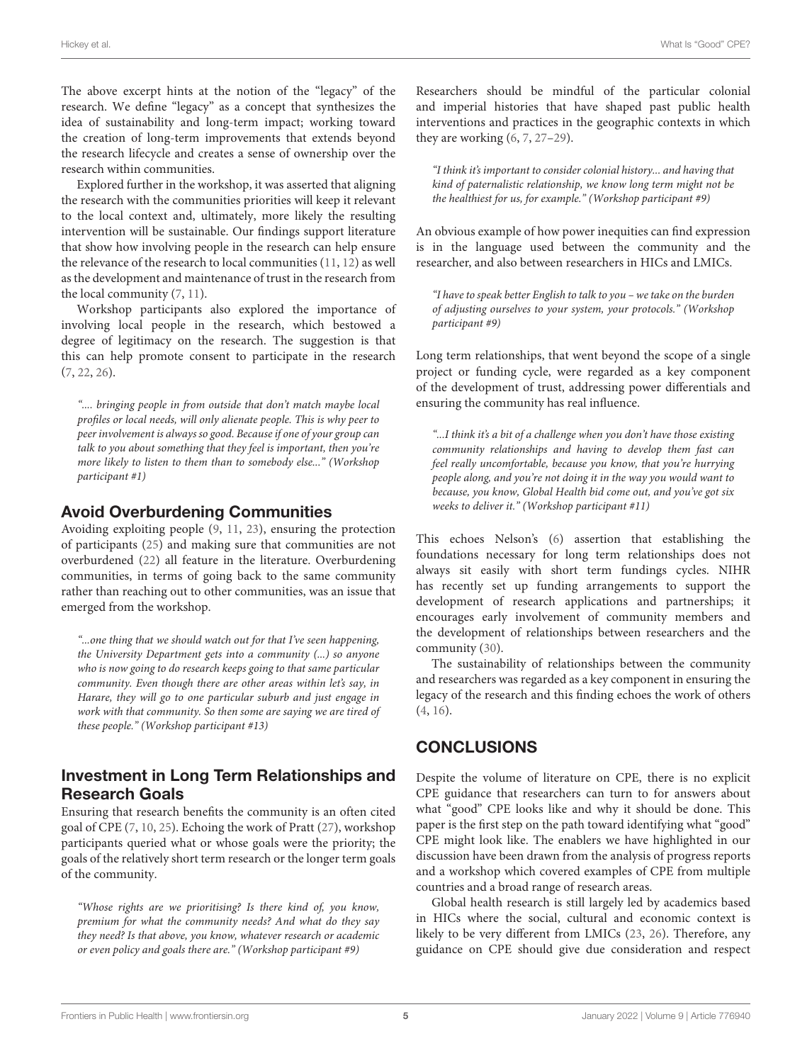The above excerpt hints at the notion of the "legacy" of the research. We define "legacy" as a concept that synthesizes the idea of sustainability and long-term impact; working toward the creation of long-term improvements that extends beyond the research lifecycle and creates a sense of ownership over the research within communities.

Explored further in the workshop, it was asserted that aligning the research with the communities priorities will keep it relevant to the local context and, ultimately, more likely the resulting intervention will be sustainable. Our findings support literature that show how involving people in the research can help ensure the relevance of the research to local communities (11, 12) as well as the development and maintenance of trust in the research from the local community (7, 11).

Workshop participants also explored the importance of involving local people in the research, which bestowed a degree of legitimacy on the research. The suggestion is that this can help promote consent to participate in the research (7, 22, 26).

> *".... bringing people in from outside that don't match maybe local profiles or local needs, will only alienate people. This is why peer to peer involvement is always so good. Because if one of your group can talk to you about something that they feel is important, then you're more likely to listen to them than to somebody else..." (Workshop participant #1)*

## Avoid Overburdening Communities

Avoiding exploiting people (9, 11, 23), ensuring the protection of participants (25) and making sure that communities are not overburdened (22) all feature in the literature. Overburdening communities, in terms of going back to the same community rather than reaching out to other communities, was an issue that emerged from the workshop.

> *"...one thing that we should watch out for that I've seen happening, the University Department gets into a community (...) so anyone who is now going to do research keeps going to that same particular community. Even though there are other areas within let's say, in Harare, they will go to one particular suburb and just engage in work with that community. So then some are saying we are tired of these people." (Workshop participant #13)*

## Investment in Long Term Relationships and Research Goals

Ensuring that research benefits the community is an often cited goal of CPE (7, 10, 25). Echoing the work of Pratt (27), workshop participants queried what or whose goals were the priority; the goals of the relatively short term research or the longer term goals of the community.

> *"Whose rights are we prioritising? Is there kind of, you know, premium for what the community needs? And what do they say they need? Is that above, you know, whatever research or academic or even policy and goals there are." (Workshop participant #9)*

Researchers should be mindful of the particular colonial and imperial histories that have shaped past public health interventions and practices in the geographic contexts in which they are working (6, 7, 27–29).

> *"I think it's important to consider colonial history... and having that kind of paternalistic relationship, we know long term might not be the healthiest for us, for example." (Workshop participant #9)*

An obvious example of how power inequities can find expression is in the language used between the community and the researcher, and also between researchers in HICs and LMICs.

> *"I have to speak better English to talk to you – we take on the burden of adjusting ourselves to your system, your protocols." (Workshop participant #9)*

Long term relationships, that went beyond the scope of a single project or funding cycle, were regarded as a key component of the development of trust, addressing power differentials and ensuring the community has real influence.

> *"...I think it's a bit of a challenge when you don't have those existing community relationships and having to develop them fast can feel really uncomfortable, because you know, that you're hurrying people along, and you're not doing it in the way you would want to because, you know, Global Health bid come out, and you've got six weeks to deliver it." (Workshop participant #11)*

This echoes Nelson's (6) assertion that establishing the foundations necessary for long term relationships does not always sit easily with short term fundings cycles. NIHR has recently set up funding arrangements to support the development of research applications and partnerships; it encourages early involvement of community members and the development of relationships between researchers and the community (30).

The sustainability of relationships between the community and researchers was regarded as a key component in ensuring the legacy of the research and this finding echoes the work of others (4, 16).

# CONCLUSIONS

Despite the volume of literature on CPE, there is no explicit CPE guidance that researchers can turn to for answers about what "good" CPE looks like and why it should be done. This paper is the first step on the path toward identifying what "good" CPE might look like. The enablers we have highlighted in our discussion have been drawn from the analysis of progress reports and a workshop which covered examples of CPE from multiple countries and a broad range of research areas.

Global health research is still largely led by academics based in HICs where the social, cultural and economic context is likely to be very different from LMICs (23, 26). Therefore, any guidance on CPE should give due consideration and respect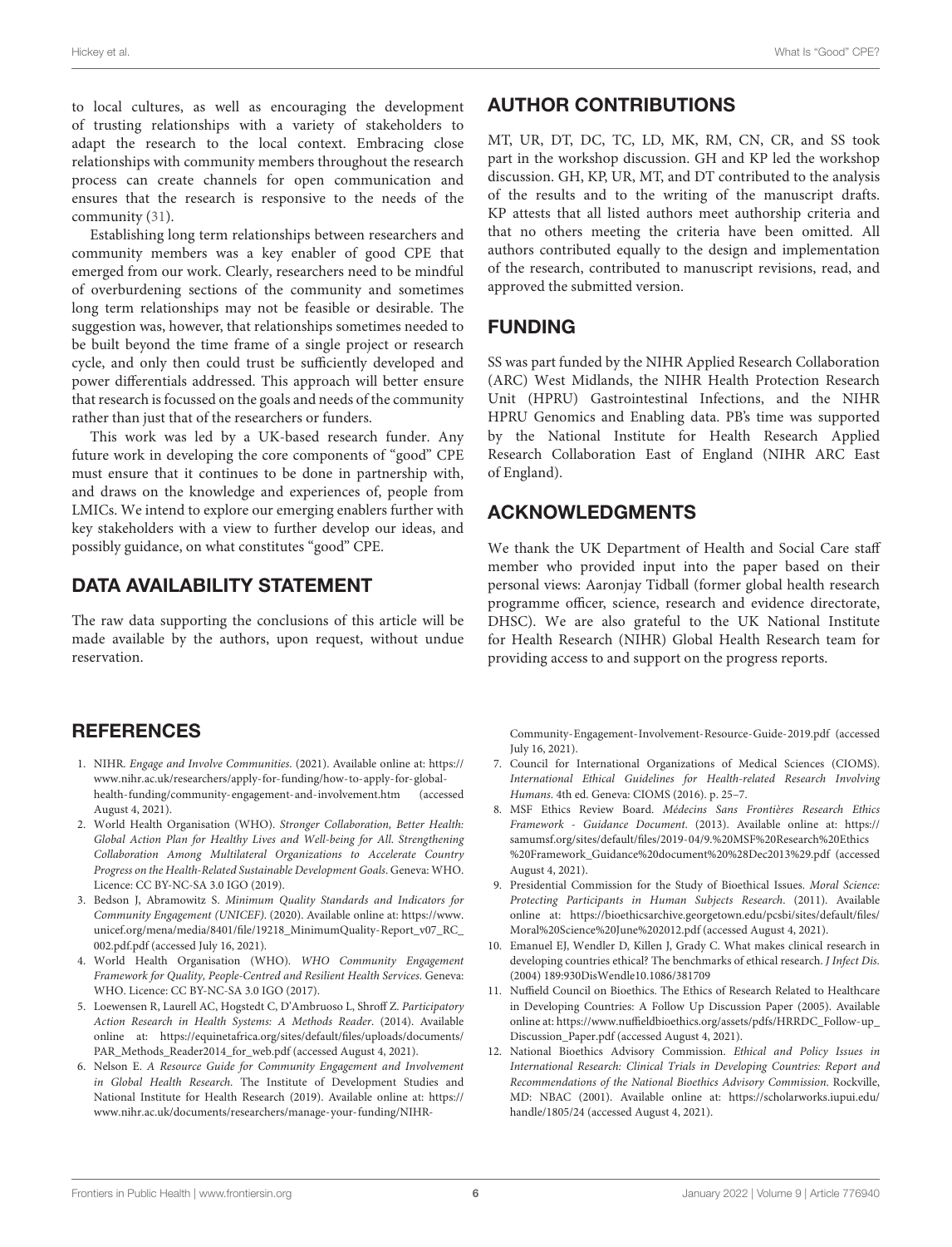to local cultures, as well as encouraging the development of trusting relationships with a variety of stakeholders to adapt the research to the local context. Embracing close relationships with community members throughout the research process can create channels for open communication and ensures that the research is responsive to the needs of the community (31).

Establishing long term relationships between researchers and community members was a key enabler of good CPE that emerged from our work. Clearly, researchers need to be mindful of overburdening sections of the community and sometimes long term relationships may not be feasible or desirable. The suggestion was, however, that relationships sometimes needed to be built beyond the time frame of a single project or research cycle, and only then could trust be sufficiently developed and power differentials addressed. This approach will better ensure that research is focussed on the goals and needs of the community rather than just that of the researchers or funders.

This work was led by a UK-based research funder. Any future work in developing the core components of "good" CPE must ensure that it continues to be done in partnership with, and draws on the knowledge and experiences of, people from LMICs. We intend to explore our emerging enablers further with key stakeholders with a view to further develop our ideas, and possibly guidance, on what constitutes "good" CPE.

## DATA AVAILABILITY STATEMENT

The raw data supporting the conclusions of this article will be made available by the authors, upon request, without undue reservation.

## AUTHOR CONTRIBUTIONS

MT, UR, DT, DC, TC, LD, MK, RM, CN, CR, and SS took part in the workshop discussion. GH and KP led the workshop discussion. GH, KP, UR, MT, and DT contributed to the analysis of the results and to the writing of the manuscript drafts. KP attests that all listed authors meet authorship criteria and that no others meeting the criteria have been omitted. All authors contributed equally to the design and implementation of the research, contributed to manuscript revisions, read, and approved the submitted version.

## FUNDING

SS was part funded by the NIHR Applied Research Collaboration (ARC) West Midlands, the NIHR Health Protection Research Unit (HPRU) Gastrointestinal Infections, and the NIHR HPRU Genomics and Enabling data. PB's time was supported by the National Institute for Health Research Applied Research Collaboration East of England (NIHR ARC East of England).

## ACKNOWLEDGMENTS

We thank the UK Department of Health and Social Care staff member who provided input into the paper based on their personal views: Aaronjay Tidball (former global health research programme officer, science, research and evidence directorate, DHSC). We are also grateful to the UK National Institute for Health Research (NIHR) Global Health Research team for providing access to and support on the progress reports.

## REFERENCES

1. NIHR. *Engage and Involve Communities*. (2021). Available online at: https://www.nihr.ac.uk/researchers/apply-for-funding/how-to-apply-for-global-health-funding/community-engagement-and-involvement.htm (accessed August 4, 2021).
2. World Health Organisation (WHO). *Stronger Collaboration, Better Health: Global Action Plan for Healthy Lives and Well-being for All. Strengthening Collaboration Among Multilateral Organizations to Accelerate Country Progress on the Health-Related Sustainable Development Goals*. Geneva: WHO. Licence: CC BY-NC-SA 3.0 IGO (2019).
3. Bedson J, Abramowitz S. *Minimum Quality Standards and Indicators for Community Engagement (UNICEF)*. (2020). Available online at: https://www.unicef.org/mena/media/8401/file/19218_MinimumQuality-Report_v07_RC_002.pdf.pdf (accessed July 16, 2021).
4. World Health Organisation (WHO). *WHO Community Engagement Framework for Quality, People-Centred and Resilient Health Services*. Geneva: WHO. Licence: CC BY-NC-SA 3.0 IGO (2017).
5. Loewensen R, Laurell AC, Hogstedt C, D'Ambruoso L, Shroff Z. *Participatory Action Research in Health Systems: A Methods Reader*. (2014). Available online at: https://equinetafrica.org/sites/default/files/uploads/documents/PAR_Methods_Reader2014_for_web.pdf (accessed August 4, 2021).
6. Nelson E. *A Resource Guide for Community Engagement and Involvement in Global Health Research*. The Institute of Development Studies and National Institute for Health Research (2019). Available online at: https://www.nihr.ac.uk/documents/researchers/manage-your-funding/NIHR-Community-Engagement-Involvement-Resource-Guide-2019.pdf (accessed July 16, 2021).
7. Council for International Organizations of Medical Sciences (CIOMS). *International Ethical Guidelines for Health-related Research Involving Humans*. 4th ed. Geneva: CIOMS (2016). p. 25–7.
8. MSF Ethics Review Board. *Médecins Sans Frontières Research Ethics Framework - Guidance Document*. (2013). Available online at: https://samumsf.org/sites/default/files/2019-04/9.%20MSF%20Research%20Ethics%20Framework_Guidance%20document%20%28Dec2013%29.pdf (accessed August 4, 2021).
9. Presidential Commission for the Study of Bioethical Issues. *Moral Science: Protecting Participants in Human Subjects Research*. (2011). Available online at: https://bioethicsarchive.georgetown.edu/pcsbi/sites/default/files/Moral%20Science%20June%202012.pdf (accessed August 4, 2021).
10. Emanuel EJ, Wendler D, Killen J, Grady C. What makes clinical research in developing countries ethical? The benchmarks of ethical research. *J Infect Dis*. (2004) 189:930DisWendle10.1086/381709
11. Nuffield Council on Bioethics. The Ethics of Research Related to Healthcare in Developing Countries: A Follow Up Discussion Paper (2005). Available online at: https://www.nuffieldbioethics.org/assets/pdfs/HRRDC_Follow-up_Discussion_Paper.pdf (accessed August 4, 2021).
12. National Bioethics Advisory Commission. *Ethical and Policy Issues in International Research: Clinical Trials in Developing Countries: Report and Recommendations of the National Bioethics Advisory Commission*. Rockville, MD: NBAC (2001). Available online at: https://scholarworks.iupui.edu/handle/1805/24 (accessed August 4, 2021).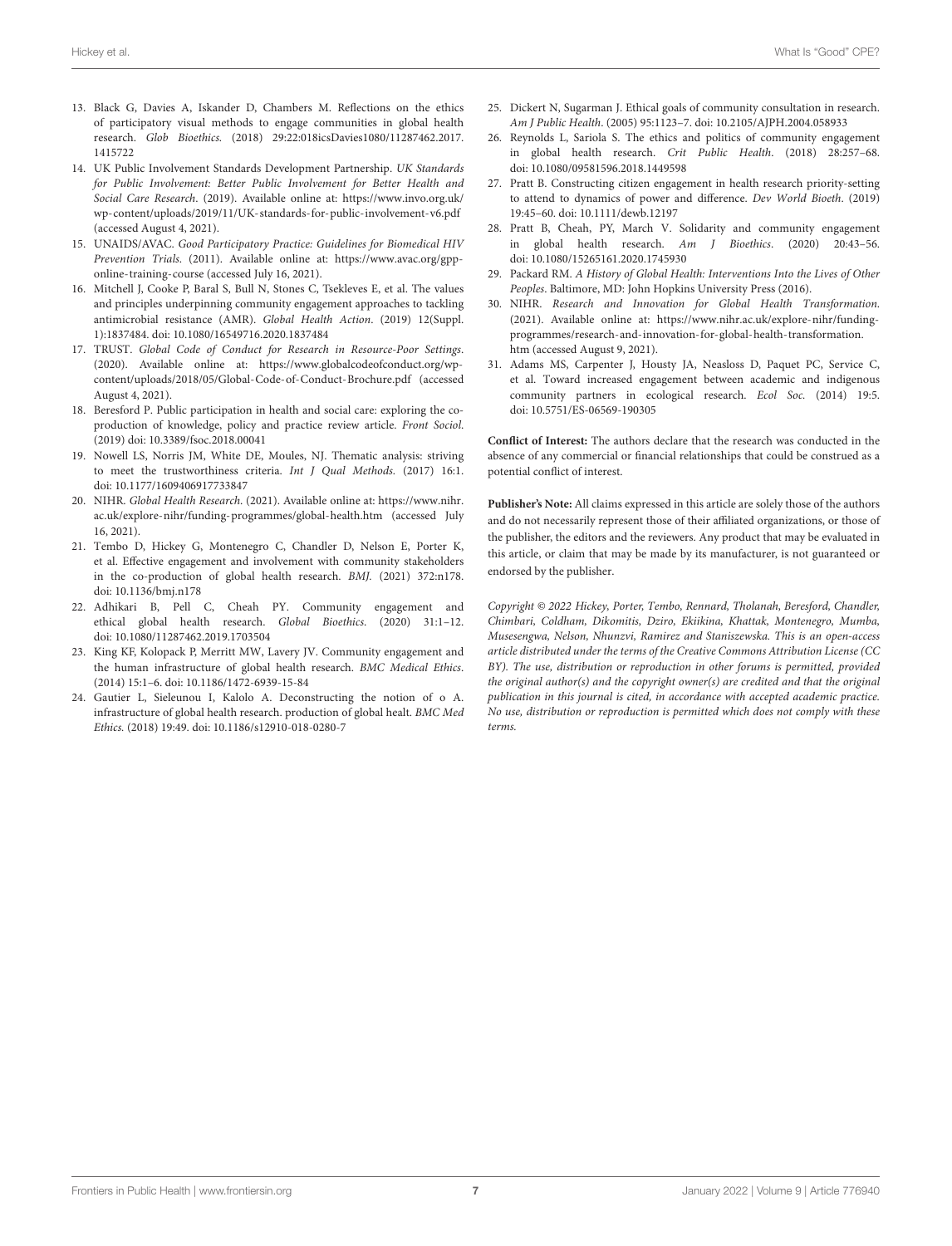13. Black G, Davies A, Iskander D, Chambers M. Reflections on the ethics of participatory visual methods to engage communities in global health research. *Glob Bioethics*. (2018) 29:22:018icsDavies1080/11287462.2017.1415722
14. UK Public Involvement Standards Development Partnership. *UK Standards for Public Involvement: Better Public Involvement for Better Health and Social Care Research*. (2019). Available online at: https://www.invo.org.uk/wp-content/uploads/2019/11/UK-standards-for-public-involvement-v6.pdf (accessed August 4, 2021).
15. UNAIDS/AVAC. *Good Participatory Practice: Guidelines for Biomedical HIV Prevention Trials*. (2011). Available online at: https://www.avac.org/gpp-online-training-course (accessed July 16, 2021).
16. Mitchell J, Cooke P, Baral S, Bull N, Stones C, Tsekleves E, et al. The values and principles underpinning community engagement approaches to tackling antimicrobial resistance (AMR). *Global Health Action*. (2019) 12(Suppl. 1):1837484. doi: 10.1080/16549716.2020.1837484
17. TRUST. *Global Code of Conduct for Research in Resource-Poor Settings*. (2020). Available online at: https://www.globalcodeofconduct.org/wp-content/uploads/2018/05/Global-Code-of-Conduct-Brochure.pdf (accessed August 4, 2021).
18. Beresford P. Public participation in health and social care: exploring the co-production of knowledge, policy and practice review article. *Front Sociol*. (2019) doi: 10.3389/fsoc.2018.00041
19. Nowell LS, Norris JM, White DE, Moules, NJ. Thematic analysis: striving to meet the trustworthiness criteria. *Int J Qual Methods*. (2017) 16:1. doi: 10.1177/1609406917733847
20. NIHR. *Global Health Research*. (2021). Available online at: https://www.nihr.ac.uk/explore-nihr/funding-programmes/global-health.htm (accessed July 16, 2021).
21. Tembo D, Hickey G, Montenegro C, Chandler D, Nelson E, Porter K, et al. Effective engagement and involvement with community stakeholders in the co-production of global health research. *BMJ*. (2021) 372:n178. doi: 10.1136/bmj.n178
22. Adhikari B, Pell C, Cheah PY. Community engagement and ethical global health research. *Global Bioethics*. (2020) 31:1–12. doi: 10.1080/11287462.2019.1703504
23. King KF, Kolopack P, Merritt MW, Lavery JV. Community engagement and the human infrastructure of global health research. *BMC Medical Ethics*. (2014) 15:1–6. doi: 10.1186/1472-6939-15-84
24. Gautier L, Sieleunou I, Kalolo A. Deconstructing the notion of o A. infrastructure of global health research. production of global healt. *BMC Med Ethics*. (2018) 19:49. doi: 10.1186/s12910-018-0280-7
25. Dickert N, Sugarman J. Ethical goals of community consultation in research. *Am J Public Health*. (2005) 95:1123–7. doi: 10.2105/AJPH.2004.058933
26. Reynolds L, Sariola S. The ethics and politics of community engagement in global health research. *Crit Public Health*. (2018) 28:257–68. doi: 10.1080/09581596.2018.1449598
27. Pratt B. Constructing citizen engagement in health research priority-setting to attend to dynamics of power and difference. *Dev World Bioeth*. (2019) 19:45–60. doi: 10.1111/dewb.12197
28. Pratt B, Cheah, PY, March V. Solidarity and community engagement in global health research. *Am J Bioethics*. (2020) 20:43–56. doi: 10.1080/15265161.2020.1745930
29. Packard RM. *A History of Global Health: Interventions Into the Lives of Other Peoples*. Baltimore, MD: John Hopkins University Press (2016).
30. NIHR. *Research and Innovation for Global Health Transformation*. (2021). Available online at: https://www.nihr.ac.uk/explore-nihr/funding-programmes/research-and-innovation-for-global-health-transformation.htm (accessed August 9, 2021).
31. Adams MS, Carpenter J, Housty JA, Neasloss D, Paquet PC, Service C, et al. Toward increased engagement between academic and indigenous community partners in ecological research. *Ecol Soc*. (2014) 19:5. doi: 10.5751/ES-06569-190305

**Conflict of Interest:** The authors declare that the research was conducted in the absence of any commercial or financial relationships that could be construed as a potential conflict of interest.

**Publisher's Note:** All claims expressed in this article are solely those of the authors and do not necessarily represent those of their affiliated organizations, or those of the publisher, the editors and the reviewers. Any product that may be evaluated in this article, or claim that may be made by its manufacturer, is not guaranteed or endorsed by the publisher.

*Copyright © 2022 Hickey, Porter, Tembo, Rennard, Tholanah, Beresford, Chandler, Chimbari, Coldham, Dikomitis, Dziro, Ekiikina, Khattak, Montenegro, Mumba, Musesengwa, Nelson, Nhunzvi, Ramirez and Staniszewska. This is an open-access article distributed under the terms of the Creative Commons Attribution License (CC BY). The use, distribution or reproduction in other forums is permitted, provided the original author(s) and the copyright owner(s) are credited and that the original publication in this journal is cited, in accordance with accepted academic practice. No use, distribution or reproduction is permitted which does not comply with these terms.*